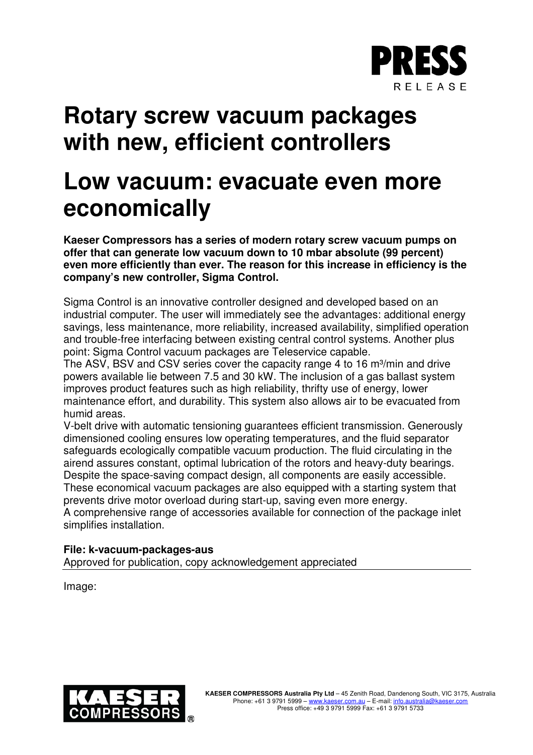# Rotary screw vacuum packages with new, efficient controllers

# Low vacuum: evacuate even more economically

**Kaeser Compressors has a series of modern rotary screw vacuum pumps on offer that can generate low vacuum down to 10 mbar absolute (99 percent) even more efficiently than ever. The reason for this increase in efficiency is the company's new controller, Sigma Control.**

Sigma Control is an innovative controller designed and developed based on an industrial computer. The user will immediately see the advantages: additional energy savings, less maintenance, more reliability, increased availability, simplified operation and trouble-free interfacing between existing central control systems. Another plus point: Sigma Control vacuum packages are Teleservice capable.

The ASV, BSV and CSV series cover the capacity range 4 to 16 $m^3$/min and drive powers available lie between 7.5 and 30 kW. The inclusion of a gas ballast system improves product features such as high reliability, thrifty use of energy, lower maintenance effort, and durability. This system also allows air to be evacuated from humid areas.

V-belt drive with automatic tensioning guarantees efficient transmission. Generously dimensioned cooling ensures low operating temperatures, and the fluid separator safeguards ecologically compatible vacuum production. The fluid circulating in the airend assures constant, optimal lubrication of the rotors and heavy-duty bearings. Despite the space-saving compact design, all components are easily accessible. These economical vacuum packages are also equipped with a starting system that prevents drive motor overload during start-up, saving even more energy.

A comprehensive range of accessories available for connection of the package inlet simplifies installation.

**File: k-vacuum-packages-aus**

Approved for publication, copy acknowledgement appreciated

Image: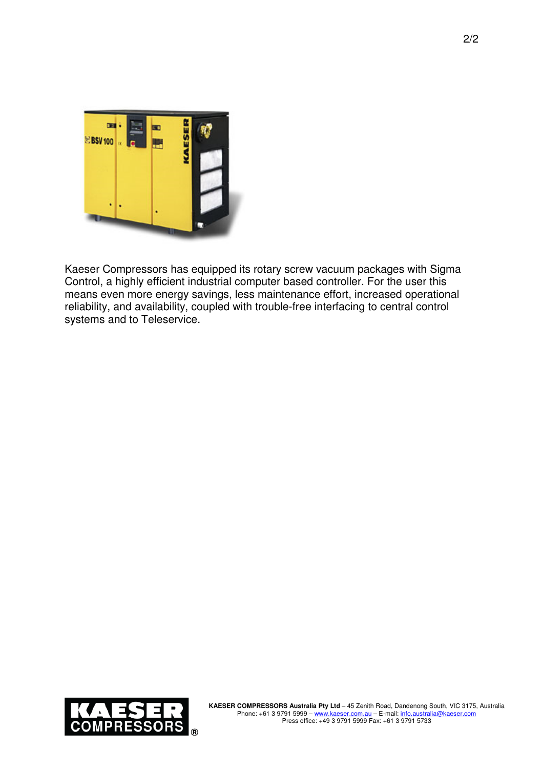Kaeser Compressors has equipped its rotary screw vacuum packages with Sigma Control, a highly efficient industrial computer based controller. For the user this means even more energy savings, less maintenance effort, increased operational reliability, and availability, coupled with trouble-free interfacing to central control systems and to Teleservice.

**KAESER COMPRESSORS Australia Pty Ltd** – 45 Zenith Road, Dandenong South, VIC 3175, Australia
Phone: +61 3 9791 5999 – www.kaeser.com.au – E-mail: info.australia@kaeser.com
Press office: +49 3 9791 5999 Fax: +61 3 9791 5733